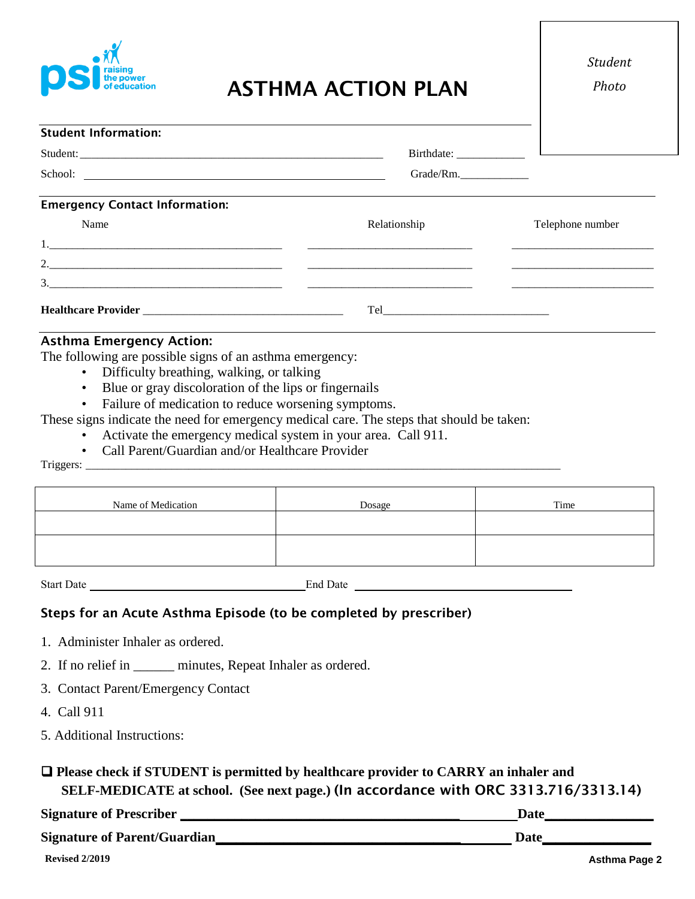psi raising the power of education

# ASTHMA ACTION PLAN

*Student Photo*

**Student Information:**

Student: ____________________________________________________ Birthdate: ___________

School: ____________________________________________________ Grade/Rm.___________

**Emergency Contact Information:**

| Name | Relationship | Telephone number |
|---|---|---|
| 1.______________________________ | ______________________ | ____________________ |
| 2.______________________________ | ______________________ | ____________________ |
| 3.______________________________ | ______________________ | ____________________ |

**Healthcare Provider** _________________________________ Tel___________________________

**Asthma Emergency Action:**

The following are possible signs of an asthma emergency:

- Difficulty breathing, walking, or talking
- Blue or gray discoloration of the lips or fingernails
- Failure of medication to reduce worsening symptoms.

These signs indicate the need for emergency medical care. The steps that should be taken:

- Activate the emergency medical system in your area. Call 911.
- Call Parent/Guardian and/or Healthcare Provider

Triggers: ___________________________________________________________________________

| Name of Medication | Dosage | Time |
|---|---|---|
| | | |
| | | |

Start Date ________________________________ End Date ________________________________

## Steps for an Acute Asthma Episode (to be completed by prescriber)

1. Administer Inhaler as ordered.
2. If no relief in ______ minutes, Repeat Inhaler as ordered.
3. Contact Parent/Emergency Contact
4. Call 911
5. Additional Instructions:

☐ **Please check if STUDENT is permitted by healthcare provider to CARRY an inhaler and SELF-MEDICATE at school. (See next page.)** (In accordance with ORC 3313.716/3313.14)

**Signature of Prescriber** ________________________________________ **Date**_______________

**Signature of Parent/Guardian**____________________________________ **Date**_______________

**Revised 2/2019**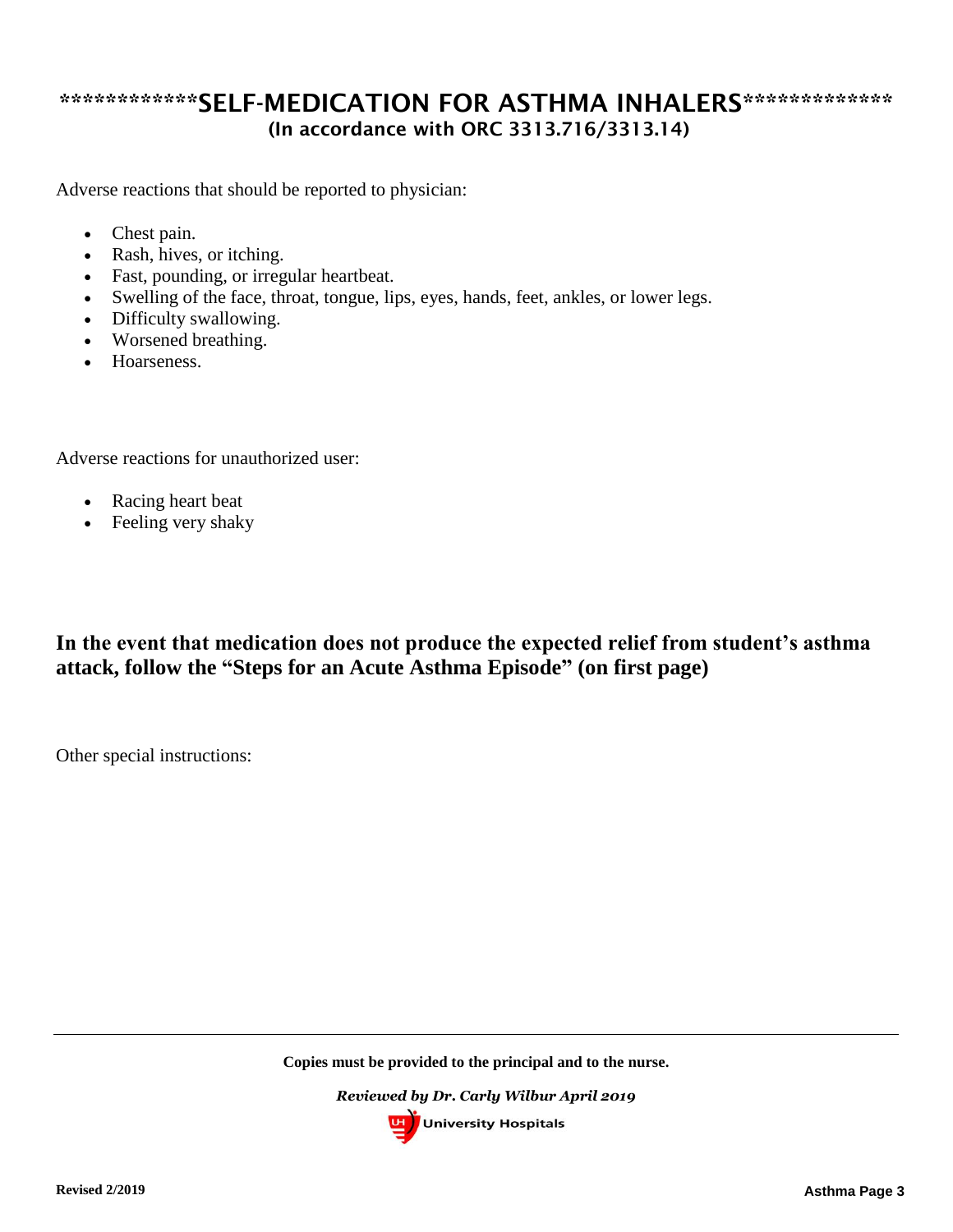## ************SELF-MEDICATION FOR ASTHMA INHALERS*************

### (In accordance with ORC 3313.716/3313.14)

Adverse reactions that should be reported to physician:

- Chest pain.
- Rash, hives, or itching.
- Fast, pounding, or irregular heartbeat.
- Swelling of the face, throat, tongue, lips, eyes, hands, feet, ankles, or lower legs.
- Difficulty swallowing.
- Worsened breathing.
- Hoarseness.

Adverse reactions for unauthorized user:

- Racing heart beat
- Feeling very shaky

**In the event that medication does not produce the expected relief from student's asthma attack, follow the "Steps for an Acute Asthma Episode" (on first page)**

Other special instructions:

---

**Copies must be provided to the principal and to the nurse.**

***Reviewed by Dr. Carly Wilbur April 2019***

University Hospitals

**Revised 2/2019**